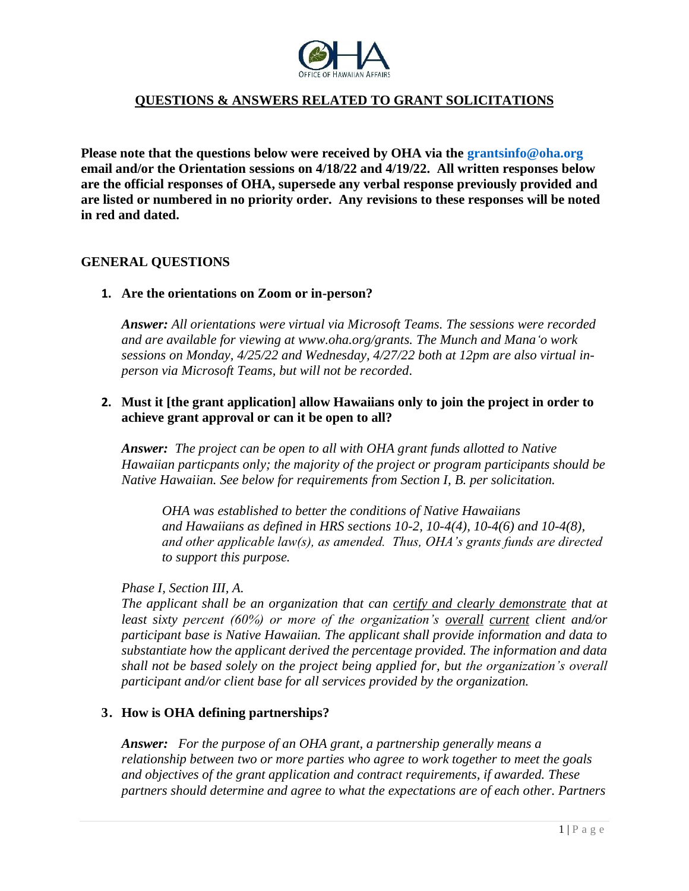# QUESTIONS & ANSWERS RELATED TO GRANT SOLICITATIONS

**Please note that the questions below were received by OHA via the grantsinfo@oha.org email and/or the Orientation sessions on 4/18/22 and 4/19/22. All written responses below are the official responses of OHA, supersede any verbal response previously provided and are listed or numbered in no priority order. Any revisions to these responses will be noted in red and dated.**

## GENERAL QUESTIONS

1. **Are the orientations on Zoom or in-person?**

   ***Answer:*** *All orientations were virtual via Microsoft Teams. The sessions were recorded and are available for viewing at www.oha.org/grants. The Munch and Manaʻo work sessions on Monday, 4/25/22 and Wednesday, 4/27/22 both at 12pm are also virtual in-person via Microsoft Teams, but will not be recorded.*

2. **Must it [the grant application] allow Hawaiians only to join the project in order to achieve grant approval or can it be open to all?**

   ***Answer:*** *The project can be open to all with OHA grant funds allotted to Native Hawaiian particpants only; the majority of the project or program participants should be Native Hawaiian. See below for requirements from Section I, B. per solicitation.*

   > *OHA was established to better the conditions of Native Hawaiians and Hawaiians as defined in HRS sections 10-2, 10-4(4), 10-4(6) and 10-4(8), and other applicable law(s), as amended. Thus, OHA's grants funds are directed to support this purpose.*

   *Phase I, Section III, A.*
   *The applicant shall be an organization that can certify and clearly demonstrate that at least sixty percent (60%) or more of the organization's overall current client and/or participant base is Native Hawaiian. The applicant shall provide information and data to substantiate how the applicant derived the percentage provided. The information and data shall not be based solely on the project being applied for, but the organization's overall participant and/or client base for all services provided by the organization.*

3. **How is OHA defining partnerships?**

   ***Answer:*** *For the purpose of an OHA grant, a partnership generally means a relationship between two or more parties who agree to work together to meet the goals and objectives of the grant application and contract requirements, if awarded. These partners should determine and agree to what the expectations are of each other. Partners*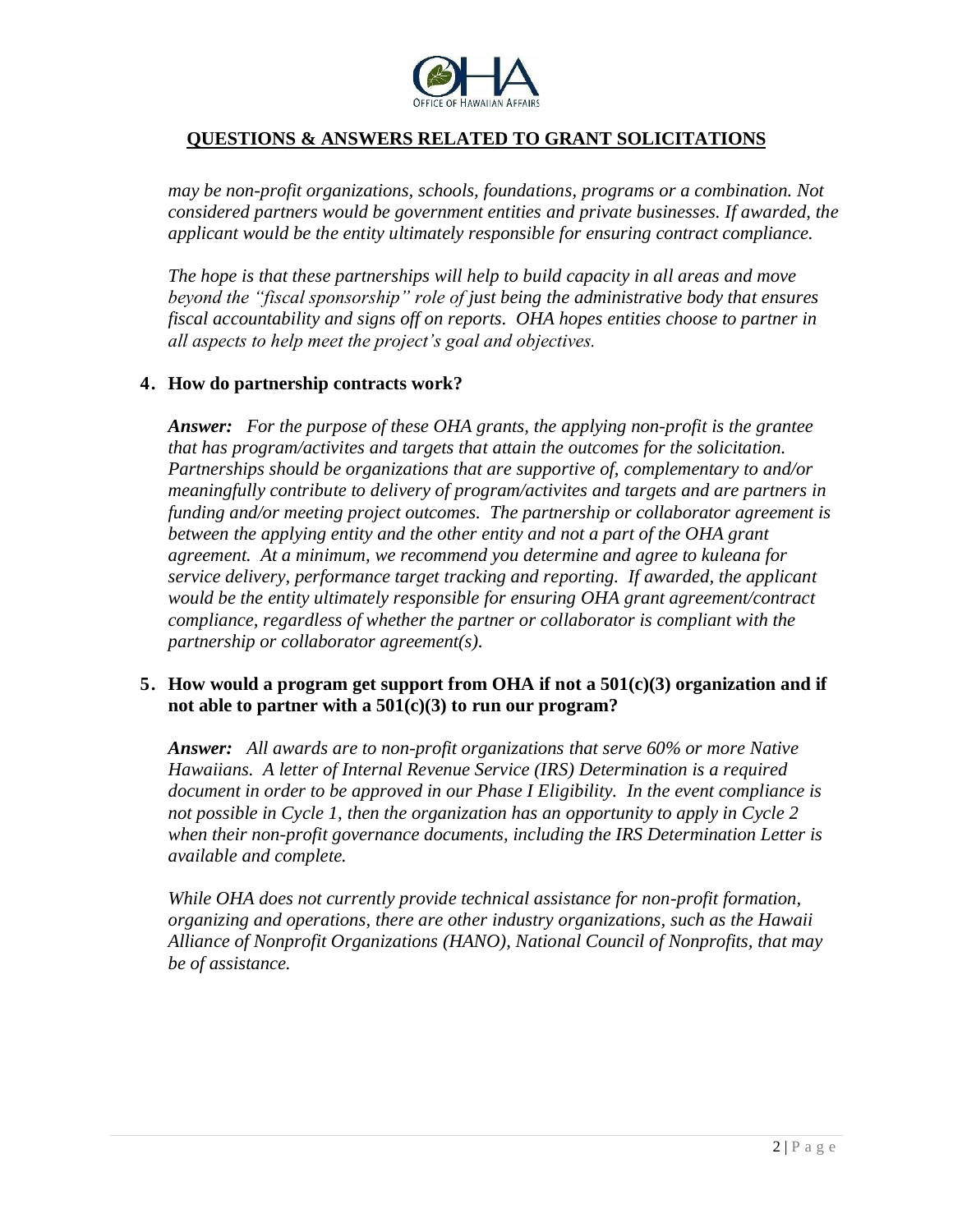## QUESTIONS & ANSWERS RELATED TO GRANT SOLICITATIONS

*may be non-profit organizations, schools, foundations, programs or a combination. Not considered partners would be government entities and private businesses. If awarded, the applicant would be the entity ultimately responsible for ensuring contract compliance.*

*The hope is that these partnerships will help to build capacity in all areas and move beyond the "fiscal sponsorship" role of just being the administrative body that ensures fiscal accountability and signs off on reports. OHA hopes entities choose to partner in all aspects to help meet the project's goal and objectives.*

**4. How do partnership contracts work?**

***Answer:*** *For the purpose of these OHA grants, the applying non-profit is the grantee that has program/activites and targets that attain the outcomes for the solicitation. Partnerships should be organizations that are supportive of, complementary to and/or meaningfully contribute to delivery of program/activites and targets and are partners in funding and/or meeting project outcomes. The partnership or collaborator agreement is between the applying entity and the other entity and not a part of the OHA grant agreement. At a minimum, we recommend you determine and agree to kuleana for service delivery, performance target tracking and reporting. If awarded, the applicant would be the entity ultimately responsible for ensuring OHA grant agreement/contract compliance, regardless of whether the partner or collaborator is compliant with the partnership or collaborator agreement(s).*

**5. How would a program get support from OHA if not a 501(c)(3) organization and if not able to partner with a 501(c)(3) to run our program?**

***Answer:*** *All awards are to non-profit organizations that serve 60% or more Native Hawaiians. A letter of Internal Revenue Service (IRS) Determination is a required document in order to be approved in our Phase I Eligibility. In the event compliance is not possible in Cycle 1, then the organization has an opportunity to apply in Cycle 2 when their non-profit governance documents, including the IRS Determination Letter is available and complete.*

*While OHA does not currently provide technical assistance for non-profit formation, organizing and operations, there are other industry organizations, such as the Hawaii Alliance of Nonprofit Organizations (HANO), National Council of Nonprofits, that may be of assistance.*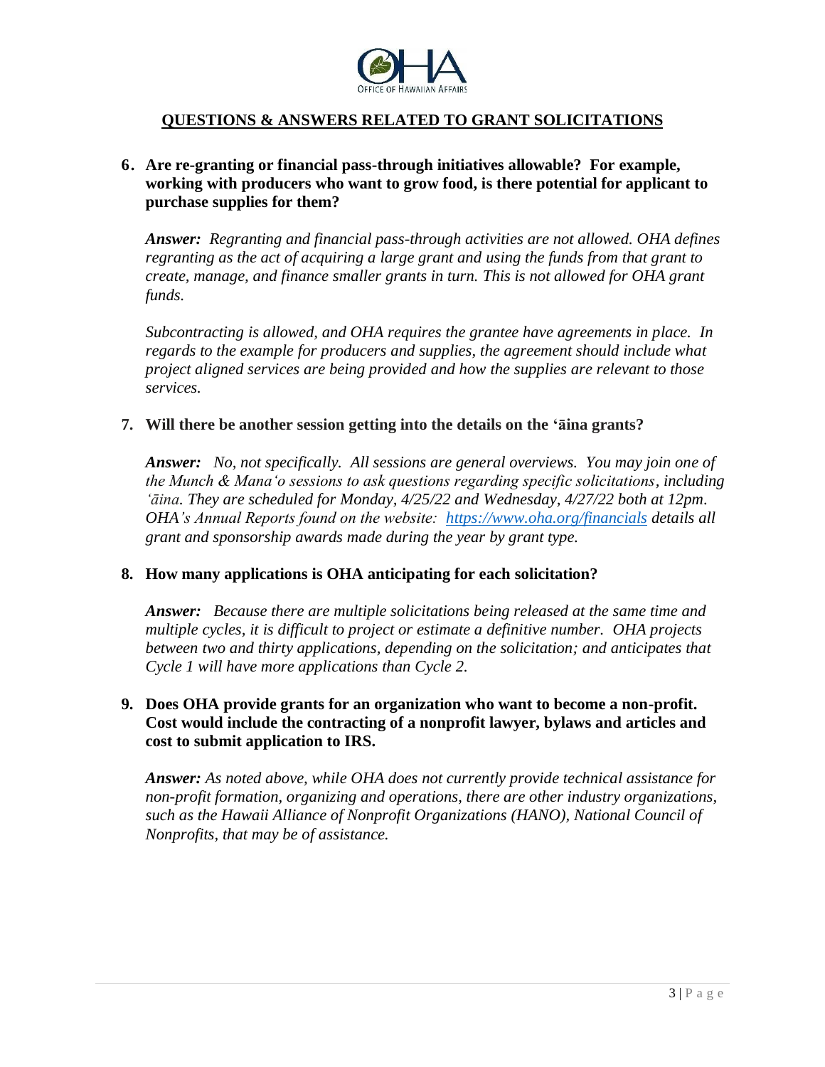## QUESTIONS & ANSWERS RELATED TO GRANT SOLICITATIONS

**6. Are re-granting or financial pass-through initiatives allowable? For example, working with producers who want to grow food, is there potential for applicant to purchase supplies for them?**

***Answer:*** *Regranting and financial pass-through activities are not allowed. OHA defines regranting as the act of acquiring a large grant and using the funds from that grant to create, manage, and finance smaller grants in turn. This is not allowed for OHA grant funds.*

*Subcontracting is allowed, and OHA requires the grantee have agreements in place. In regards to the example for producers and supplies, the agreement should include what project aligned services are being provided and how the supplies are relevant to those services.*

**7. Will there be another session getting into the details on the ʻāina grants?**

***Answer:*** *No, not specifically. All sessions are general overviews. You may join one of the Munch & Manaʻo sessions to ask questions regarding specific solicitations, including ʻāina. They are scheduled for Monday, 4/25/22 and Wednesday, 4/27/22 both at 12pm. OHA's Annual Reports found on the website: [https://www.oha.org/financials](https://www.oha.org/financials) details all grant and sponsorship awards made during the year by grant type.*

**8. How many applications is OHA anticipating for each solicitation?**

***Answer:*** *Because there are multiple solicitations being released at the same time and multiple cycles, it is difficult to project or estimate a definitive number. OHA projects between two and thirty applications, depending on the solicitation; and anticipates that Cycle 1 will have more applications than Cycle 2.*

**9. Does OHA provide grants for an organization who want to become a non-profit. Cost would include the contracting of a nonprofit lawyer, bylaws and articles and cost to submit application to IRS.**

***Answer:*** *As noted above, while OHA does not currently provide technical assistance for non-profit formation, organizing and operations, there are other industry organizations, such as the Hawaii Alliance of Nonprofit Organizations (HANO), National Council of Nonprofits, that may be of assistance.*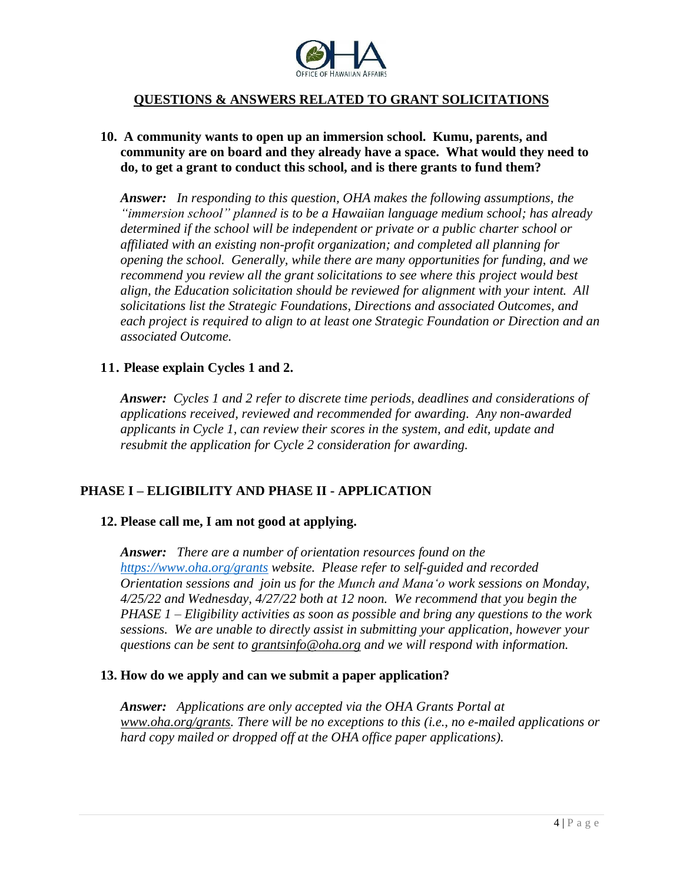## QUESTIONS & ANSWERS RELATED TO GRANT SOLICITATIONS

**10. A community wants to open up an immersion school. Kumu, parents, and community are on board and they already have a space. What would they need to do, to get a grant to conduct this school, and is there grants to fund them?**

***Answer:*** *In responding to this question, OHA makes the following assumptions, the "immersion school" planned is to be a Hawaiian language medium school; has already determined if the school will be independent or private or a public charter school or affiliated with an existing non-profit organization; and completed all planning for opening the school. Generally, while there are many opportunities for funding, and we recommend you review all the grant solicitations to see where this project would best align, the Education solicitation should be reviewed for alignment with your intent. All solicitations list the Strategic Foundations, Directions and associated Outcomes, and each project is required to align to at least one Strategic Foundation or Direction and an associated Outcome.*

**11. Please explain Cycles 1 and 2.**

***Answer:*** *Cycles 1 and 2 refer to discrete time periods, deadlines and considerations of applications received, reviewed and recommended for awarding. Any non-awarded applicants in Cycle 1, can review their scores in the system, and edit, update and resubmit the application for Cycle 2 consideration for awarding.*

## PHASE I – ELIGIBILITY AND PHASE II - APPLICATION

**12. Please call me, I am not good at applying.**

***Answer:*** *There are a number of orientation resources found on the [https://www.oha.org/grants](https://www.oha.org/grants) website. Please refer to self-guided and recorded Orientation sessions and join us for the Munch and Mana'o work sessions on Monday, 4/25/22 and Wednesday, 4/27/22 both at 12 noon. We recommend that you begin the PHASE 1 – Eligibility activities as soon as possible and bring any questions to the work sessions. We are unable to directly assist in submitting your application, however your questions can be sent to grantsinfo@oha.org and we will respond with information.*

**13. How do we apply and can we submit a paper application?**

***Answer:*** *Applications are only accepted via the OHA Grants Portal at www.oha.org/grants. There will be no exceptions to this (i.e., no e-mailed applications or hard copy mailed or dropped off at the OHA office paper applications).*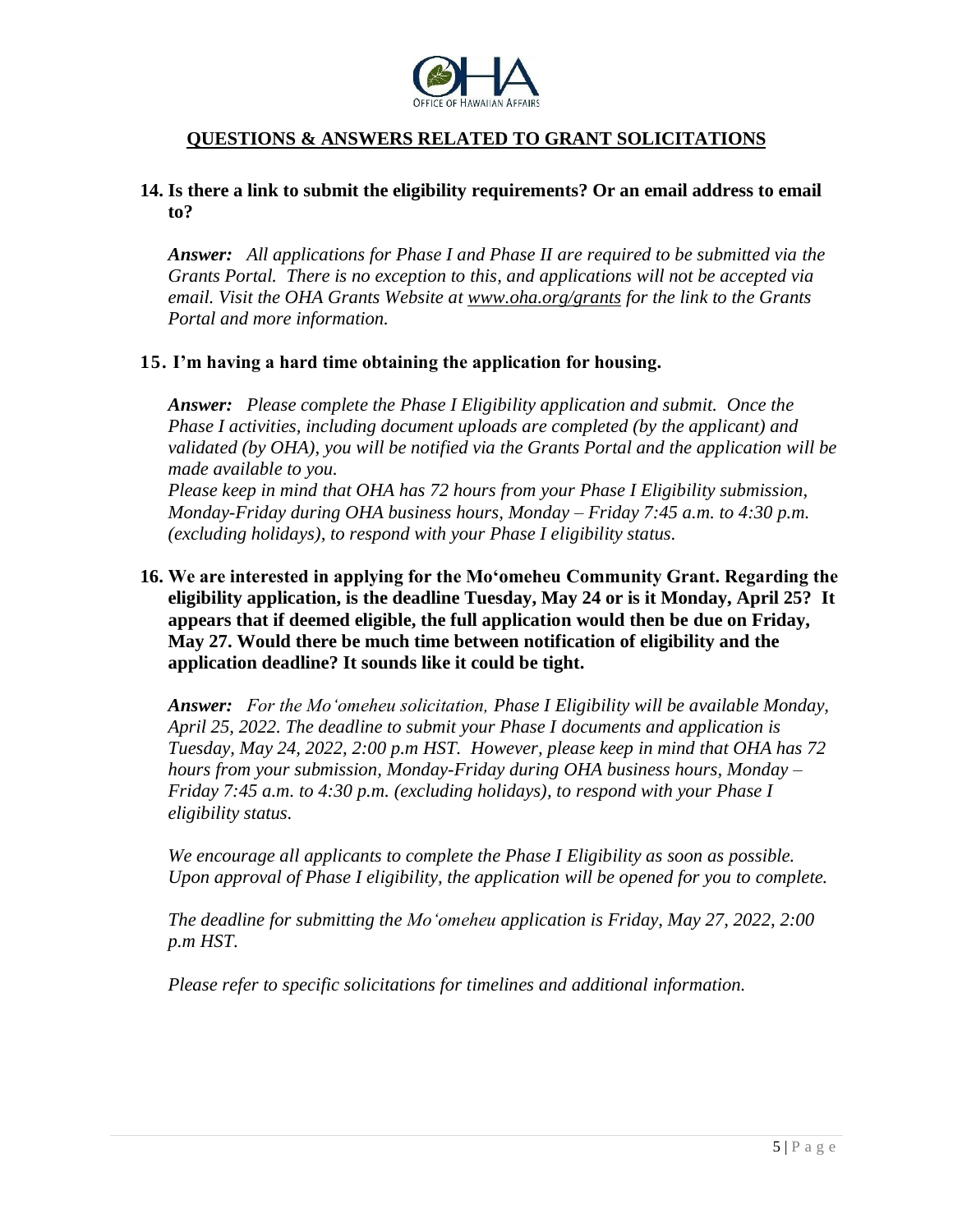## QUESTIONS & ANSWERS RELATED TO GRANT SOLICITATIONS

**14. Is there a link to submit the eligibility requirements? Or an email address to email to?**

***Answer:*** *All applications for Phase I and Phase II are required to be submitted via the Grants Portal. There is no exception to this, and applications will not be accepted via email. Visit the OHA Grants Website at www.oha.org/grants for the link to the Grants Portal and more information.*

**15. I'm having a hard time obtaining the application for housing.**

***Answer:*** *Please complete the Phase I Eligibility application and submit. Once the Phase I activities, including document uploads are completed (by the applicant) and validated (by OHA), you will be notified via the Grants Portal and the application will be made available to you.*

*Please keep in mind that OHA has 72 hours from your Phase I Eligibility submission, Monday-Friday during OHA business hours, Monday – Friday 7:45 a.m. to 4:30 p.m. (excluding holidays), to respond with your Phase I eligibility status.*

**16. We are interested in applying for the Mo'omeheu Community Grant. Regarding the eligibility application, is the deadline Tuesday, May 24 or is it Monday, April 25? It appears that if deemed eligible, the full application would then be due on Friday, May 27. Would there be much time between notification of eligibility and the application deadline? It sounds like it could be tight.**

***Answer:*** *For the Mo'omeheu solicitation, Phase I Eligibility will be available Monday, April 25, 2022. The deadline to submit your Phase I documents and application is Tuesday, May 24, 2022, 2:00 p.m HST. However, please keep in mind that OHA has 72 hours from your submission, Monday-Friday during OHA business hours, Monday – Friday 7:45 a.m. to 4:30 p.m. (excluding holidays), to respond with your Phase I eligibility status.*

*We encourage all applicants to complete the Phase I Eligibility as soon as possible. Upon approval of Phase I eligibility, the application will be opened for you to complete.*

*The deadline for submitting the Mo'omeheu application is Friday, May 27, 2022, 2:00 p.m HST.*

*Please refer to specific solicitations for timelines and additional information.*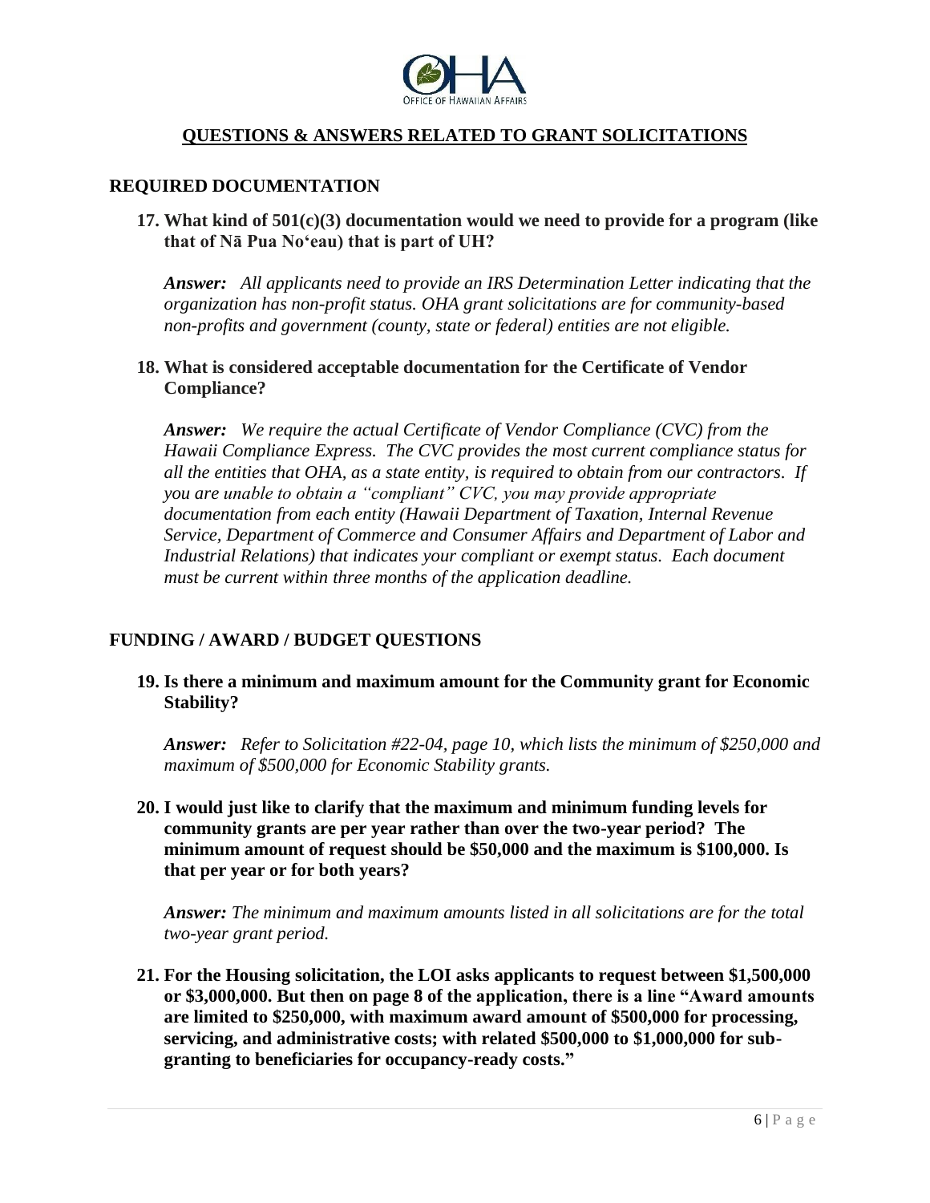## QUESTIONS & ANSWERS RELATED TO GRANT SOLICITATIONS

### REQUIRED DOCUMENTATION

**17. What kind of 501(c)(3) documentation would we need to provide for a program (like that of Nā Pua Noʻeau) that is part of UH?**

***Answer:*** *All applicants need to provide an IRS Determination Letter indicating that the organization has non-profit status. OHA grant solicitations are for community-based non-profits and government (county, state or federal) entities are not eligible.*

**18. What is considered acceptable documentation for the Certificate of Vendor Compliance?**

***Answer:*** *We require the actual Certificate of Vendor Compliance (CVC) from the Hawaii Compliance Express. The CVC provides the most current compliance status for all the entities that OHA, as a state entity, is required to obtain from our contractors. If you are unable to obtain a "compliant" CVC, you may provide appropriate documentation from each entity (Hawaii Department of Taxation, Internal Revenue Service, Department of Commerce and Consumer Affairs and Department of Labor and Industrial Relations) that indicates your compliant or exempt status. Each document must be current within three months of the application deadline.*

### FUNDING / AWARD / BUDGET QUESTIONS

**19. Is there a minimum and maximum amount for the Community grant for Economic Stability?**

***Answer:*** *Refer to Solicitation #22-04, page 10, which lists the minimum of $250,000 and maximum of $500,000 for Economic Stability grants.*

**20. I would just like to clarify that the maximum and minimum funding levels for community grants are per year rather than over the two-year period? The minimum amount of request should be $50,000 and the maximum is $100,000. Is that per year or for both years?**

***Answer:*** *The minimum and maximum amounts listed in all solicitations are for the total two-year grant period.*

**21. For the Housing solicitation, the LOI asks applicants to request between $1,500,000 or $3,000,000. But then on page 8 of the application, there is a line "Award amounts are limited to $250,000, with maximum award amount of $500,000 for processing, servicing, and administrative costs; with related $500,000 to $1,000,000 for sub-granting to beneficiaries for occupancy-ready costs."**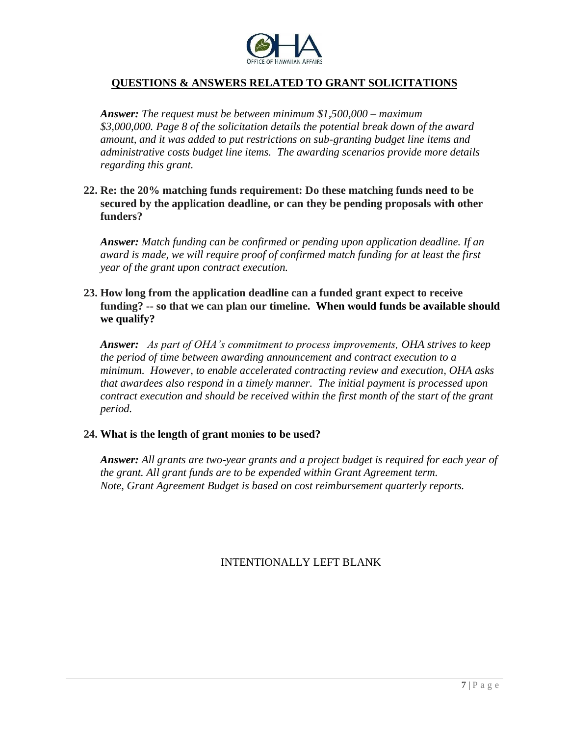## QUESTIONS & ANSWERS RELATED TO GRANT SOLICITATIONS

***Answer:*** *The request must be between minimum $1,500,000 – maximum $3,000,000. Page 8 of the solicitation details the potential break down of the award amount, and it was added to put restrictions on sub-granting budget line items and administrative costs budget line items. The awarding scenarios provide more details regarding this grant.*

**22. Re: the 20% matching funds requirement: Do these matching funds need to be secured by the application deadline, or can they be pending proposals with other funders?**

***Answer:*** *Match funding can be confirmed or pending upon application deadline. If an award is made, we will require proof of confirmed match funding for at least the first year of the grant upon contract execution.*

**23. How long from the application deadline can a funded grant expect to receive funding? -- so that we can plan our timeline. When would funds be available should we qualify?**

***Answer:*** *As part of OHA's commitment to process improvements, OHA strives to keep the period of time between awarding announcement and contract execution to a minimum. However, to enable accelerated contracting review and execution, OHA asks that awardees also respond in a timely manner. The initial payment is processed upon contract execution and should be received within the first month of the start of the grant period.*

**24. What is the length of grant monies to be used?**

***Answer:*** *All grants are two-year grants and a project budget is required for each year of the grant. All grant funds are to be expended within Grant Agreement term. Note, Grant Agreement Budget is based on cost reimbursement quarterly reports.*

INTENTIONALLY LEFT BLANK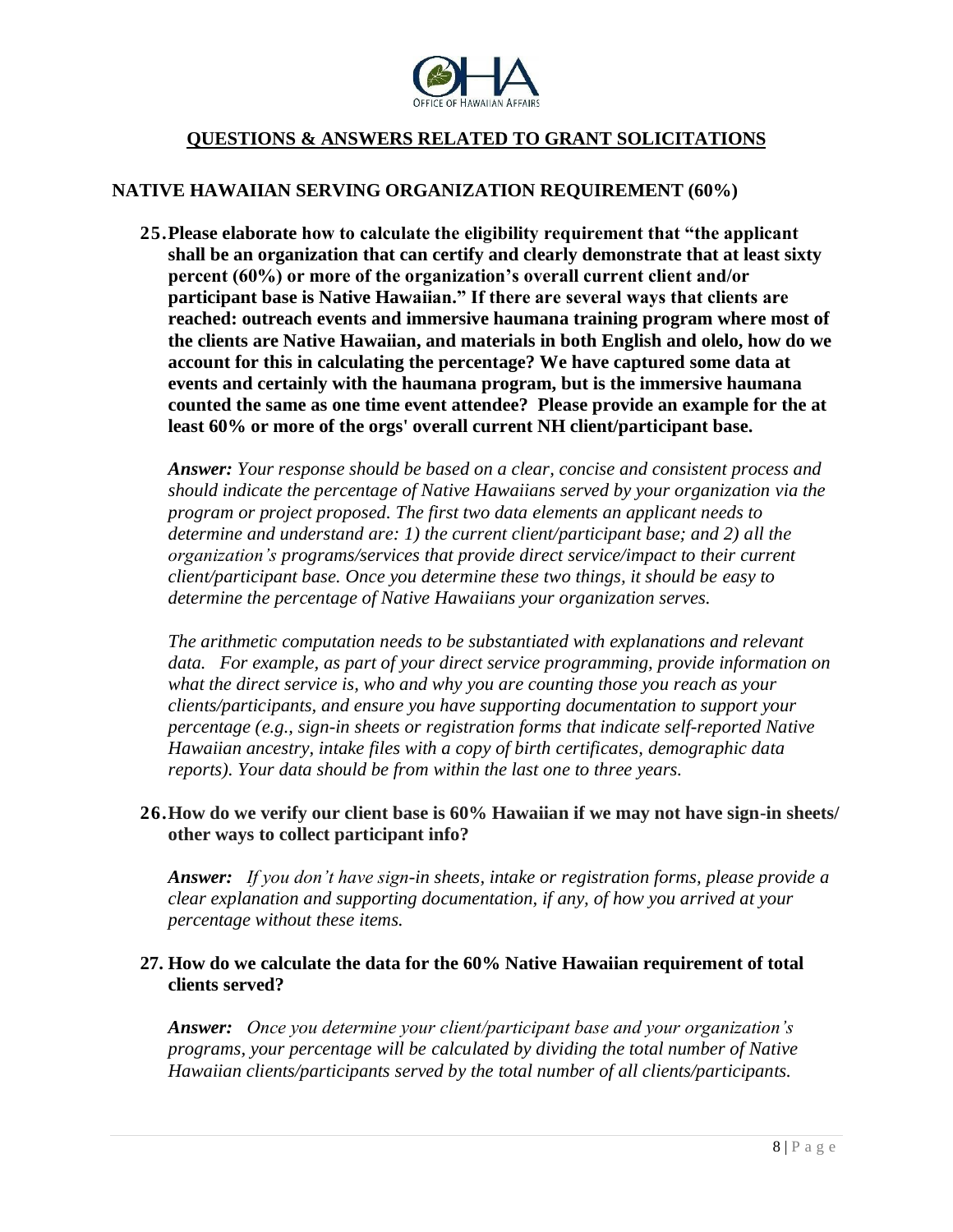## QUESTIONS & ANSWERS RELATED TO GRANT SOLICITATIONS

### NATIVE HAWAIIAN SERVING ORGANIZATION REQUIREMENT (60%)

**25. Please elaborate how to calculate the eligibility requirement that "the applicant shall be an organization that can certify and clearly demonstrate that at least sixty percent (60%) or more of the organization's overall current client and/or participant base is Native Hawaiian." If there are several ways that clients are reached: outreach events and immersive haumana training program where most of the clients are Native Hawaiian, and materials in both English and olelo, how do we account for this in calculating the percentage? We have captured some data at events and certainly with the haumana program, but is the immersive haumana counted the same as one time event attendee? Please provide an example for the at least 60% or more of the orgs' overall current NH client/participant base.**

***Answer:*** *Your response should be based on a clear, concise and consistent process and should indicate the percentage of Native Hawaiians served by your organization via the program or project proposed. The first two data elements an applicant needs to determine and understand are: 1) the current client/participant base; and 2) all the organization's programs/services that provide direct service/impact to their current client/participant base. Once you determine these two things, it should be easy to determine the percentage of Native Hawaiians your organization serves.*

*The arithmetic computation needs to be substantiated with explanations and relevant data. For example, as part of your direct service programming, provide information on what the direct service is, who and why you are counting those you reach as your clients/participants, and ensure you have supporting documentation to support your percentage (e.g., sign-in sheets or registration forms that indicate self-reported Native Hawaiian ancestry, intake files with a copy of birth certificates, demographic data reports). Your data should be from within the last one to three years.*

**26. How do we verify our client base is 60% Hawaiian if we may not have sign-in sheets/ other ways to collect participant info?**

***Answer:*** *If you don't have sign-in sheets, intake or registration forms, please provide a clear explanation and supporting documentation, if any, of how you arrived at your percentage without these items.*

**27. How do we calculate the data for the 60% Native Hawaiian requirement of total clients served?**

***Answer:*** *Once you determine your client/participant base and your organization's programs, your percentage will be calculated by dividing the total number of Native Hawaiian clients/participants served by the total number of all clients/participants.*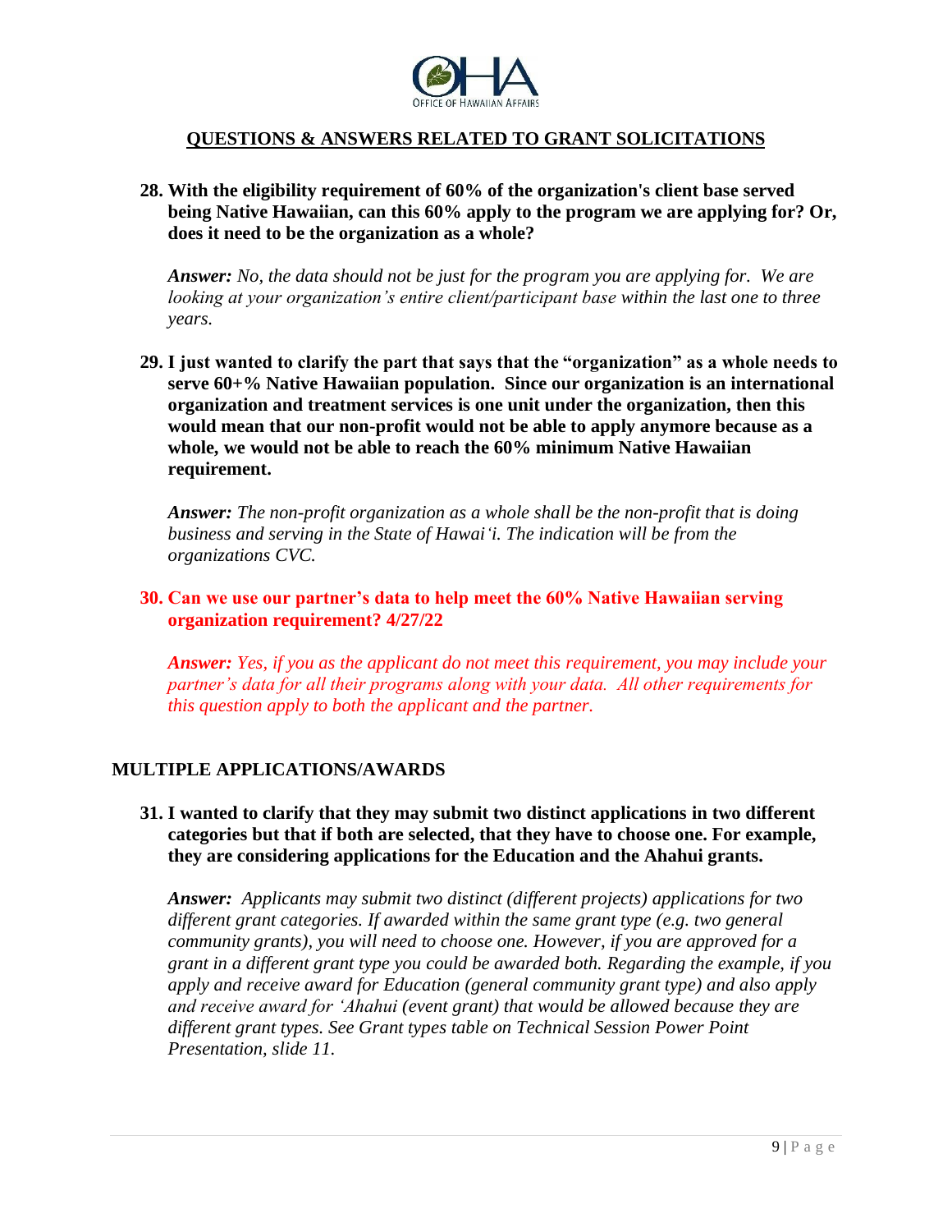## QUESTIONS & ANSWERS RELATED TO GRANT SOLICITATIONS

**28. With the eligibility requirement of 60% of the organization's client base served being Native Hawaiian, can this 60% apply to the program we are applying for? Or, does it need to be the organization as a whole?**

*Answer:* *No, the data should not be just for the program you are applying for. We are looking at your organization's entire client/participant base within the last one to three years.*

**29. I just wanted to clarify the part that says that the "organization" as a whole needs to serve 60+% Native Hawaiian population. Since our organization is an international organization and treatment services is one unit under the organization, then this would mean that our non-profit would not be able to apply anymore because as a whole, we would not be able to reach the 60% minimum Native Hawaiian requirement.**

*Answer:* *The non-profit organization as a whole shall be the non-profit that is doing business and serving in the State of Hawaiʻi. The indication will be from the organizations CVC.*

**30. Can we use our partner's data to help meet the 60% Native Hawaiian serving organization requirement? 4/27/22**

*Answer:* *Yes, if you as the applicant do not meet this requirement, you may include your partner's data for all their programs along with your data. All other requirements for this question apply to both the applicant and the partner.*

### MULTIPLE APPLICATIONS/AWARDS

**31. I wanted to clarify that they may submit two distinct applications in two different categories but that if both are selected, that they have to choose one. For example, they are considering applications for the Education and the Ahahui grants.**

*Answer:* *Applicants may submit two distinct (different projects) applications for two different grant categories. If awarded within the same grant type (e.g. two general community grants), you will need to choose one. However, if you are approved for a grant in a different grant type you could be awarded both. Regarding the example, if you apply and receive award for Education (general community grant type) and also apply and receive award for ʻAhahui (event grant) that would be allowed because they are different grant types. See Grant types table on Technical Session Power Point Presentation, slide 11.*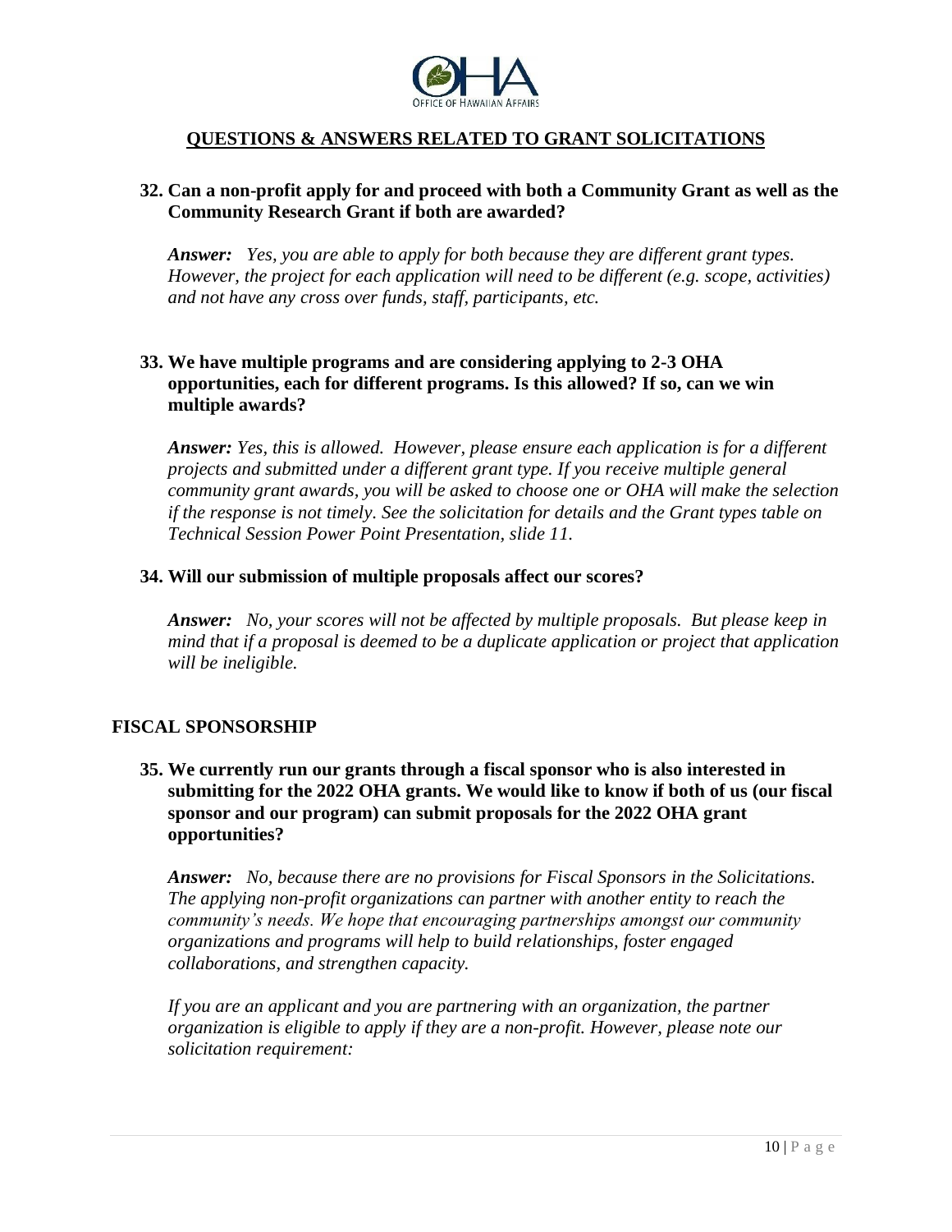## QUESTIONS & ANSWERS RELATED TO GRANT SOLICITATIONS

**32. Can a non-profit apply for and proceed with both a Community Grant as well as the Community Research Grant if both are awarded?**

***Answer:*** *Yes, you are able to apply for both because they are different grant types. However, the project for each application will need to be different (e.g. scope, activities) and not have any cross over funds, staff, participants, etc.*

**33. We have multiple programs and are considering applying to 2-3 OHA opportunities, each for different programs. Is this allowed? If so, can we win multiple awards?**

***Answer:*** *Yes, this is allowed. However, please ensure each application is for a different projects and submitted under a different grant type. If you receive multiple general community grant awards, you will be asked to choose one or OHA will make the selection if the response is not timely. See the solicitation for details and the Grant types table on Technical Session Power Point Presentation, slide 11.*

**34. Will our submission of multiple proposals affect our scores?**

***Answer:*** *No, your scores will not be affected by multiple proposals. But please keep in mind that if a proposal is deemed to be a duplicate application or project that application will be ineligible.*

### FISCAL SPONSORSHIP

**35. We currently run our grants through a fiscal sponsor who is also interested in submitting for the 2022 OHA grants. We would like to know if both of us (our fiscal sponsor and our program) can submit proposals for the 2022 OHA grant opportunities?**

***Answer:*** *No, because there are no provisions for Fiscal Sponsors in the Solicitations. The applying non-profit organizations can partner with another entity to reach the community's needs. We hope that encouraging partnerships amongst our community organizations and programs will help to build relationships, foster engaged collaborations, and strengthen capacity.*

*If you are an applicant and you are partnering with an organization, the partner organization is eligible to apply if they are a non-profit. However, please note our solicitation requirement:*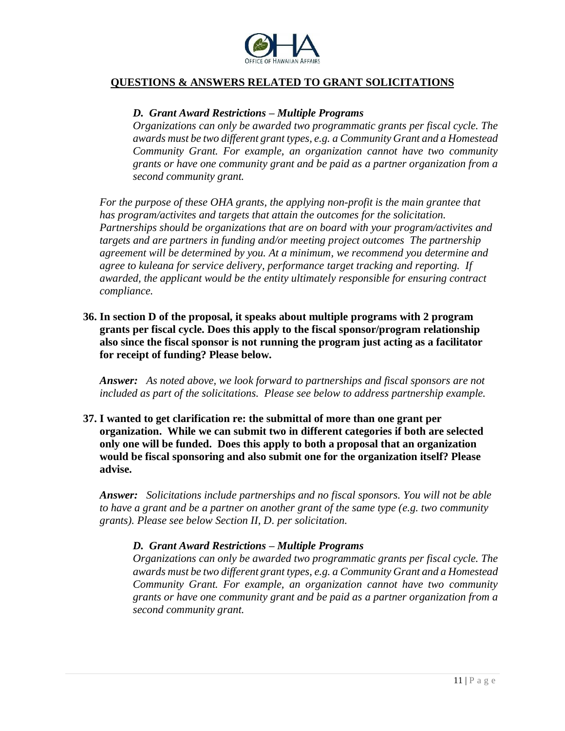## QUESTIONS & ANSWERS RELATED TO GRANT SOLICITATIONS

> ***D. Grant Award Restrictions – Multiple Programs***
>
> *Organizations can only be awarded two programmatic grants per fiscal cycle. The awards must be two different grant types, e.g. a Community Grant and a Homestead Community Grant. For example, an organization cannot have two community grants or have one community grant and be paid as a partner organization from a second community grant.*

*For the purpose of these OHA grants, the applying non-profit is the main grantee that has program/activites and targets that attain the outcomes for the solicitation. Partnerships should be organizations that are on board with your program/activites and targets and are partners in funding and/or meeting project outcomes The partnership agreement will be determined by you. At a minimum, we recommend you determine and agree to kuleana for service delivery, performance target tracking and reporting. If awarded, the applicant would be the entity ultimately responsible for ensuring contract compliance.*

**36. In section D of the proposal, it speaks about multiple programs with 2 program grants per fiscal cycle. Does this apply to the fiscal sponsor/program relationship also since the fiscal sponsor is not running the program just acting as a facilitator for receipt of funding? Please below.**

***Answer:*** *As noted above, we look forward to partnerships and fiscal sponsors are not included as part of the solicitations. Please see below to address partnership example.*

**37. I wanted to get clarification re: the submittal of more than one grant per organization. While we can submit two in different categories if both are selected only one will be funded. Does this apply to both a proposal that an organization would be fiscal sponsoring and also submit one for the organization itself? Please advise.**

***Answer:*** *Solicitations include partnerships and no fiscal sponsors. You will not be able to have a grant and be a partner on another grant of the same type (e.g. two community grants). Please see below Section II, D. per solicitation.*

> ***D. Grant Award Restrictions – Multiple Programs***
>
> *Organizations can only be awarded two programmatic grants per fiscal cycle. The awards must be two different grant types, e.g. a Community Grant and a Homestead Community Grant. For example, an organization cannot have two community grants or have one community grant and be paid as a partner organization from a second community grant.*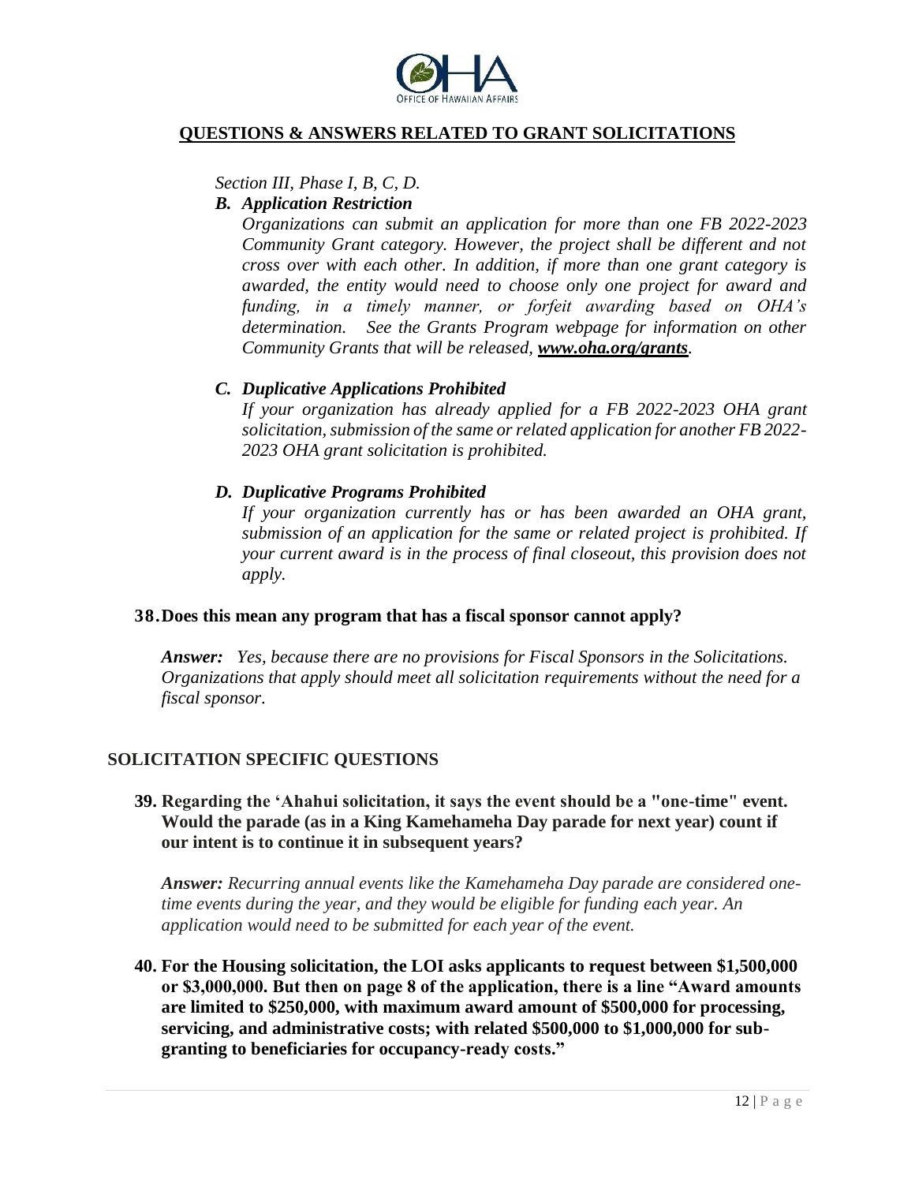## QUESTIONS & ANSWERS RELATED TO GRANT SOLICITATIONS

*Section III, Phase I, B, C, D.*

***B. Application Restriction***

*Organizations can submit an application for more than one FB 2022-2023 Community Grant category. However, the project shall be different and not cross over with each other. In addition, if more than one grant category is awarded, the entity would need to choose only one project for award and funding, in a timely manner, or forfeit awarding based on OHA's determination. See the Grants Program webpage for information on other Community Grants that will be released, **www.oha.org/grants**.*

***C. Duplicative Applications Prohibited***

*If your organization has already applied for a FB 2022-2023 OHA grant solicitation, submission of the same or related application for another FB 2022-2023 OHA grant solicitation is prohibited.*

***D. Duplicative Programs Prohibited***

*If your organization currently has or has been awarded an OHA grant, submission of an application for the same or related project is prohibited. If your current award is in the process of final closeout, this provision does not apply.*

**38. Does this mean any program that has a fiscal sponsor cannot apply?**

***Answer:*** *Yes, because there are no provisions for Fiscal Sponsors in the Solicitations. Organizations that apply should meet all solicitation requirements without the need for a fiscal sponsor.*

## SOLICITATION SPECIFIC QUESTIONS

**39. Regarding the 'Ahahui solicitation, it says the event should be a "one-time" event. Would the parade (as in a King Kamehameha Day parade for next year) count if our intent is to continue it in subsequent years?**

***Answer:*** *Recurring annual events like the Kamehameha Day parade are considered one-time events during the year, and they would be eligible for funding each year. An application would need to be submitted for each year of the event.*

**40. For the Housing solicitation, the LOI asks applicants to request between $1,500,000 or $3,000,000. But then on page 8 of the application, there is a line "Award amounts are limited to $250,000, with maximum award amount of $500,000 for processing, servicing, and administrative costs; with related $500,000 to $1,000,000 for sub-granting to beneficiaries for occupancy-ready costs."**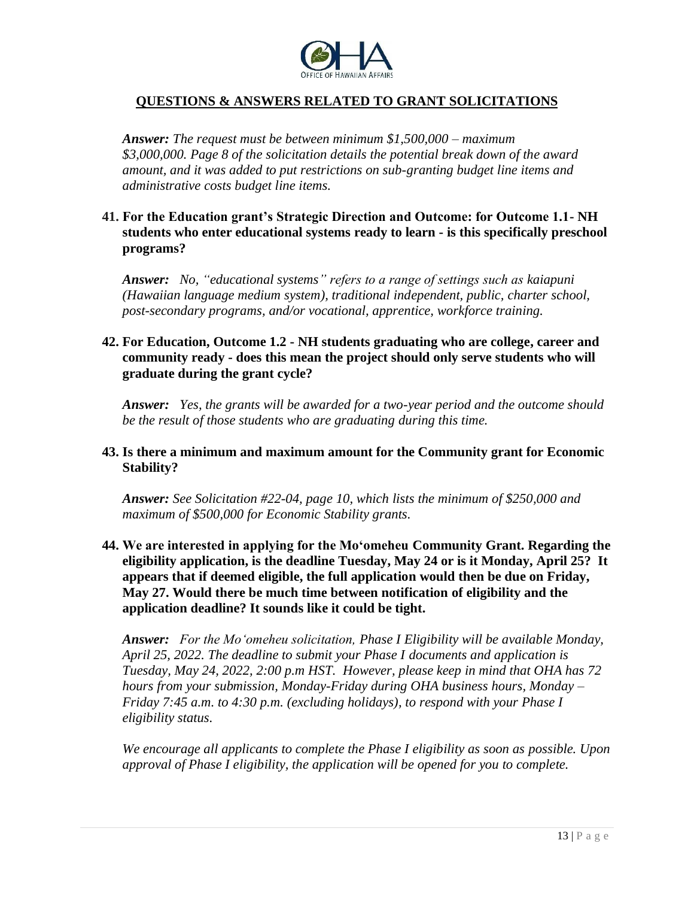## QUESTIONS & ANSWERS RELATED TO GRANT SOLICITATIONS

***Answer:*** *The request must be between minimum $1,500,000 – maximum $3,000,000. Page 8 of the solicitation details the potential break down of the award amount, and it was added to put restrictions on sub-granting budget line items and administrative costs budget line items.*

**41. For the Education grant's Strategic Direction and Outcome: for Outcome 1.1- NH students who enter educational systems ready to learn - is this specifically preschool programs?**

***Answer:*** *No, "educational systems" refers to a range of settings such as kaiapuni (Hawaiian language medium system), traditional independent, public, charter school, post-secondary programs, and/or vocational, apprentice, workforce training.*

**42. For Education, Outcome 1.2 - NH students graduating who are college, career and community ready - does this mean the project should only serve students who will graduate during the grant cycle?**

***Answer:*** *Yes, the grants will be awarded for a two-year period and the outcome should be the result of those students who are graduating during this time.*

**43. Is there a minimum and maximum amount for the Community grant for Economic Stability?**

***Answer:*** *See Solicitation #22-04, page 10, which lists the minimum of $250,000 and maximum of $500,000 for Economic Stability grants.*

**44. We are interested in applying for the Mo'omeheu Community Grant. Regarding the eligibility application, is the deadline Tuesday, May 24 or is it Monday, April 25? It appears that if deemed eligible, the full application would then be due on Friday, May 27. Would there be much time between notification of eligibility and the application deadline? It sounds like it could be tight.**

***Answer:*** *For the Mo'omeheu solicitation, Phase I Eligibility will be available Monday, April 25, 2022. The deadline to submit your Phase I documents and application is Tuesday, May 24, 2022, 2:00 p.m HST. However, please keep in mind that OHA has 72 hours from your submission, Monday-Friday during OHA business hours, Monday – Friday 7:45 a.m. to 4:30 p.m. (excluding holidays), to respond with your Phase I eligibility status.*

*We encourage all applicants to complete the Phase I eligibility as soon as possible. Upon approval of Phase I eligibility, the application will be opened for you to complete.*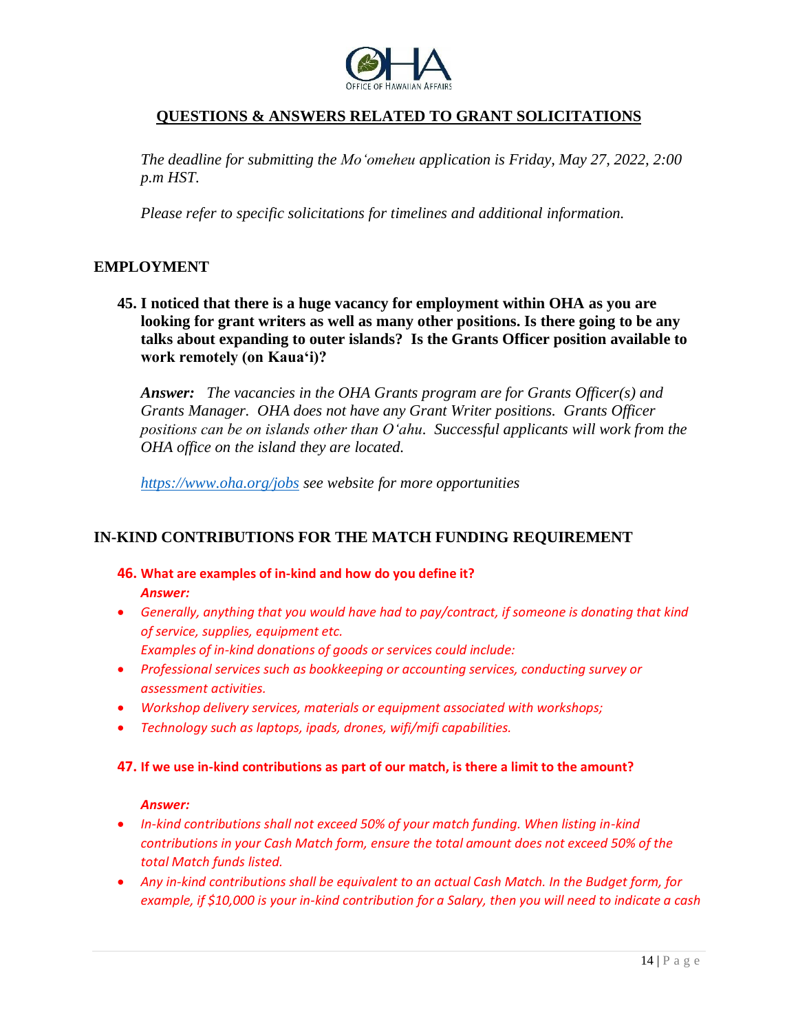## QUESTIONS & ANSWERS RELATED TO GRANT SOLICITATIONS

*The deadline for submitting the Moʻomeheu application is Friday, May 27, 2022, 2:00 p.m HST.*

*Please refer to specific solicitations for timelines and additional information.*

### EMPLOYMENT

**45. I noticed that there is a huge vacancy for employment within OHA as you are looking for grant writers as well as many other positions. Is there going to be any talks about expanding to outer islands? Is the Grants Officer position available to work remotely (on Kauaʻi)?**

***Answer:*** *The vacancies in the OHA Grants program are for Grants Officer(s) and Grants Manager. OHA does not have any Grant Writer positions. Grants Officer positions can be on islands other than Oʻahu. Successful applicants will work from the OHA office on the island they are located.*

*https://www.oha.org/jobs see website for more opportunities*

### IN-KIND CONTRIBUTIONS FOR THE MATCH FUNDING REQUIREMENT

**46. What are examples of in-kind and how do you define it?**

***Answer:***

- *Generally, anything that you would have had to pay/contract, if someone is donating that kind of service, supplies, equipment etc.*
  *Examples of in-kind donations of goods or services could include:*
- *Professional services such as bookkeeping or accounting services, conducting survey or assessment activities.*
- *Workshop delivery services, materials or equipment associated with workshops;*
- *Technology such as laptops, ipads, drones, wifi/mifi capabilities.*

**47. If we use in-kind contributions as part of our match, is there a limit to the amount?**

***Answer:***

- *In-kind contributions shall not exceed 50% of your match funding. When listing in-kind contributions in your Cash Match form, ensure the total amount does not exceed 50% of the total Match funds listed.*
- *Any in-kind contributions shall be equivalent to an actual Cash Match. In the Budget form, for example, if $10,000 is your in-kind contribution for a Salary, then you will need to indicate a cash*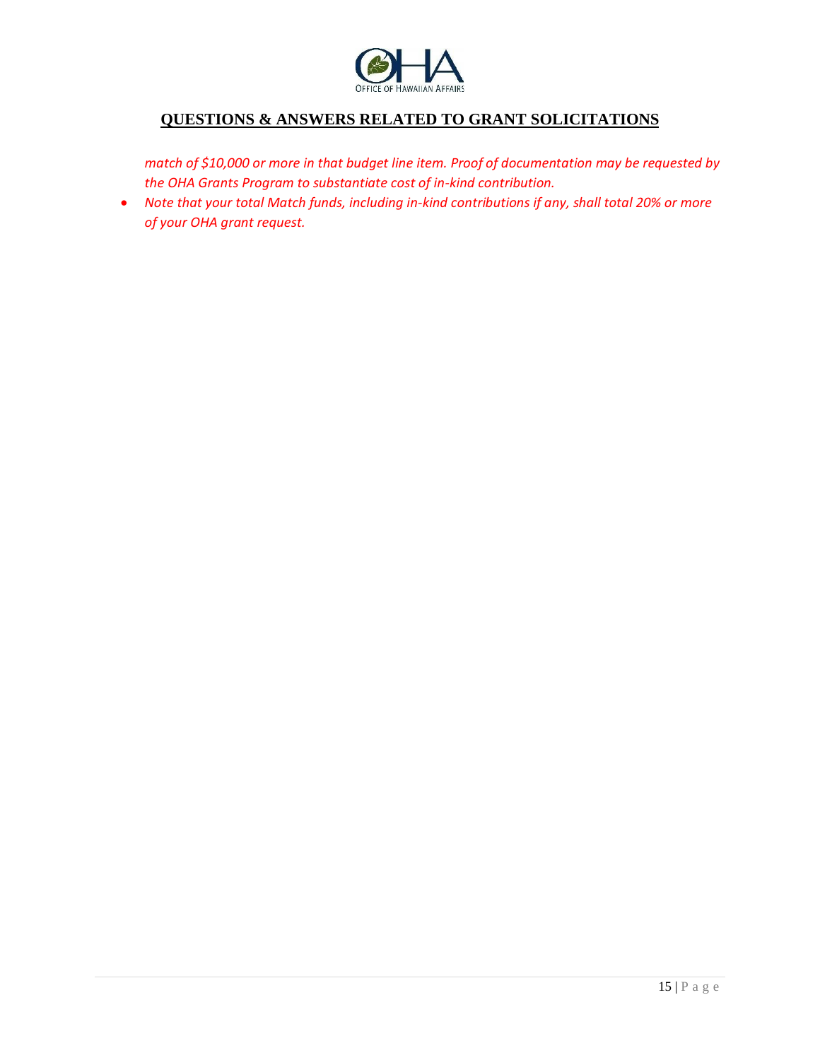*match of $10,000 or more in that budget line item. Proof of documentation may be requested by the OHA Grants Program to substantiate cost of in-kind contribution.*

- *Note that your total Match funds, including in-kind contributions if any, shall total 20% or more of your OHA grant request.*